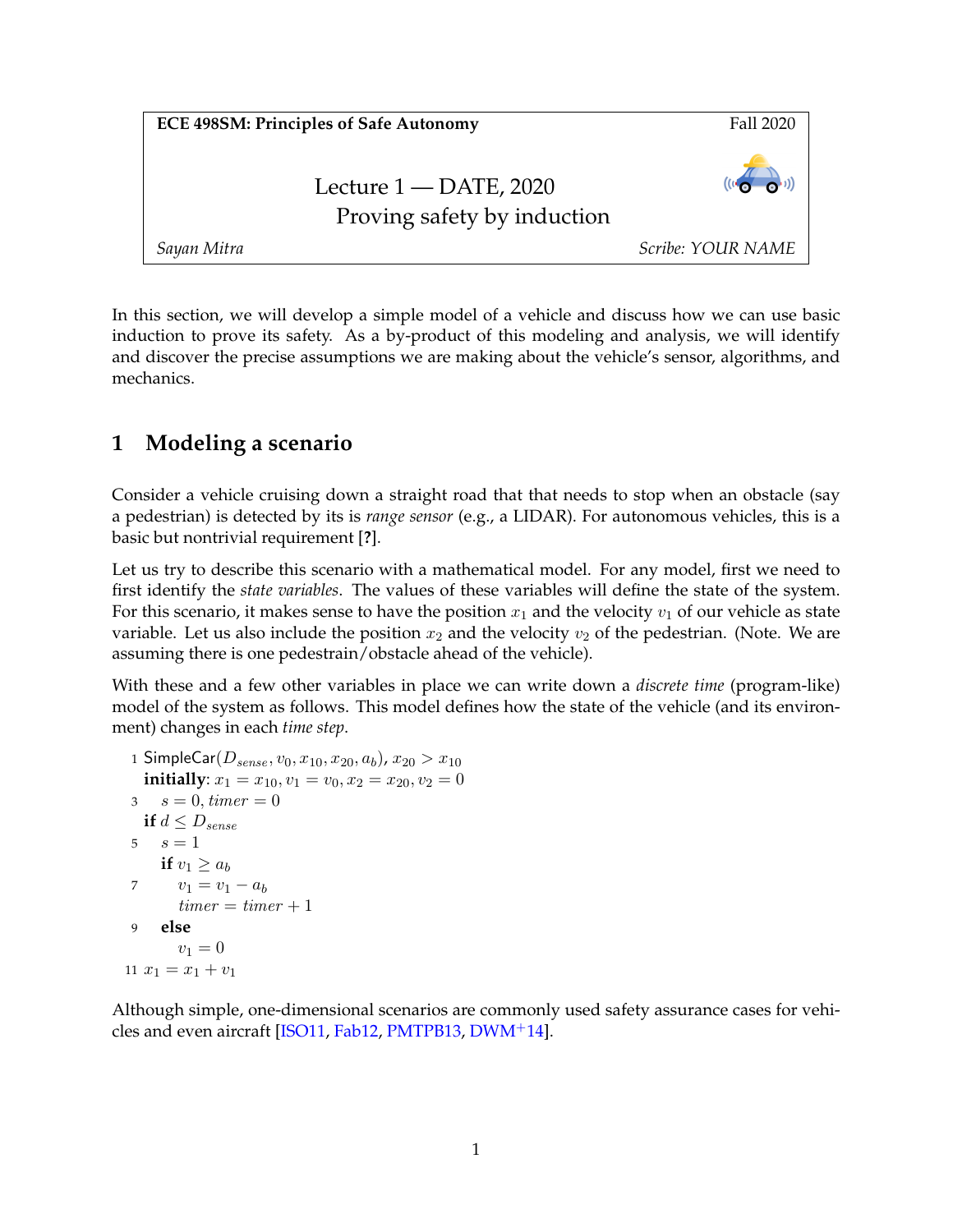**ECE 498SM: Principles of Safe Autonomy** Fall 2020

Lecture 1 — DATE, 2020

Proving safety by induction

*Sayan Mitra* *Scribe: YOUR NAME*

In this section, we will develop a simple model of a vehicle and discuss how we can use basic induction to prove its safety. As a by-product of this modeling and analysis, we will identify and discover the precise assumptions we are making about the vehicle's sensor, algorithms, and mechanics.

# 1 Modeling a scenario

Consider a vehicle cruising down a straight road that that needs to stop when an obstacle (say a pedestrian) is detected by its is *range sensor* (e.g., a LIDAR). For autonomous vehicles, this is a basic but nontrivial requirement **[?]**.

Let us try to describe this scenario with a mathematical model. For any model, first we need to first identify the *state variables*. The values of these variables will define the state of the system. For this scenario, it makes sense to have the position $x_1$ and the velocity $v_1$ of our vehicle as state variable. Let us also include the position $x_2$ and the velocity $v_2$ of the pedestrian. (Note. We are assuming there is one pedestrain/obstacle ahead of the vehicle).

With these and a few other variables in place we can write down a *discrete time* (program-like) model of the system as follows. This model defines how the state of the vehicle (and its environment) changes in each *time step*.

```
1  SimpleCar(D_sense, v_0, x_10, x_20, a_b), x_20 > x_10
   initially: x_1 = x_10, v_1 = v_0, x_2 = x_20, v_2 = 0
3    s = 0, timer = 0
   if d ≤ D_sense
5    s = 1
     if v_1 ≥ a_b
7      v_1 = v_1 − a_b
       timer = timer + 1
9    else
       v_1 = 0
11 x_1 = x_1 + v_1
```

Although simple, one-dimensional scenarios are commonly used safety assurance cases for vehicles and even aircraft [ISO11, Fab12, PMTPB13, DWM+14].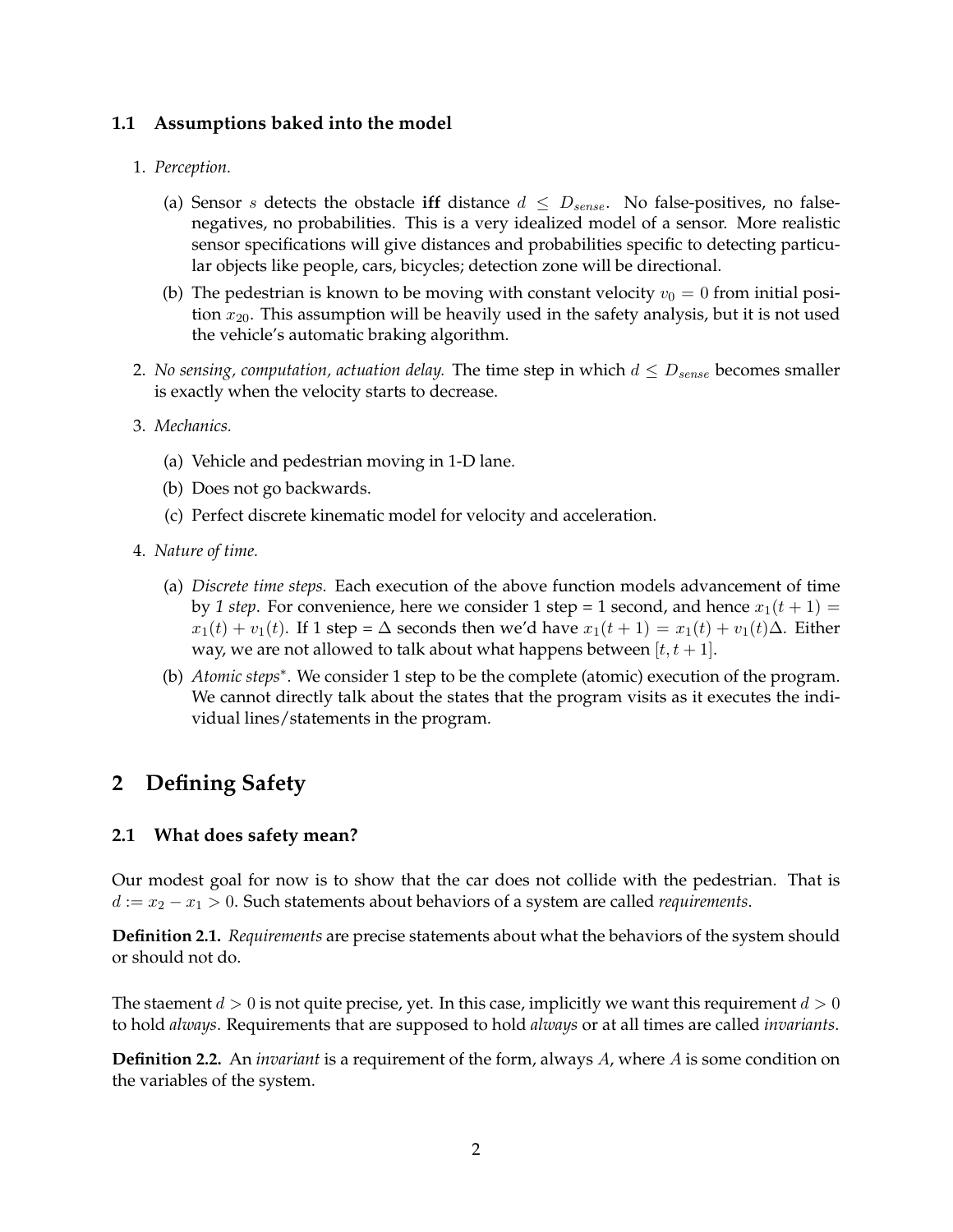### 1.1 Assumptions baked into the model

1. *Perception.*
   (a) Sensor $s$ detects the obstacle **iff** distance $d \leq D_{sense}$. No false-positives, no false-negatives, no probabilities. This is a very idealized model of a sensor. More realistic sensor specifications will give distances and probabilities specific to detecting particular objects like people, cars, bicycles; detection zone will be directional.
   (b) The pedestrian is known to be moving with constant velocity $v_0 = 0$ from initial position $x_{20}$. This assumption will be heavily used in the safety analysis, but it is not used the vehicle's automatic braking algorithm.
2. *No sensing, computation, actuation delay.* The time step in which $d \leq D_{sense}$ becomes smaller is exactly when the velocity starts to decrease.
3. *Mechanics.*
   (a) Vehicle and pedestrian moving in 1-D lane.
   (b) Does not go backwards.
   (c) Perfect discrete kinematic model for velocity and acceleration.
4. *Nature of time.*
   (a) *Discrete time steps.* Each execution of the above function models advancement of time by *1 step*. For convenience, here we consider 1 step = 1 second, and hence $x_1(t+1) = x_1(t) + v_1(t)$. If 1 step = $\Delta$ seconds then we'd have $x_1(t+1) = x_1(t) + v_1(t)\Delta$. Either way, we are not allowed to talk about what happens between $[t, t+1]$.
   (b) *Atomic steps*$^*$. We consider 1 step to be the complete (atomic) execution of the program. We cannot directly talk about the states that the program visits as it executes the individual lines/statements in the program.

## 2 Defining Safety

### 2.1 What does safety mean?

Our modest goal for now is to show that the car does not collide with the pedestrian. That is $d := x_2 - x_1 > 0$. Such statements about behaviors of a system are called *requirements*.

**Definition 2.1.** *Requirements* are precise statements about what the behaviors of the system should or should not do.

The staement $d > 0$ is not quite precise, yet. In this case, implicitly we want this requirement $d > 0$ to hold *always*. Requirements that are supposed to hold *always* or at all times are called *invariants*.

**Definition 2.2.** An *invariant* is a requirement of the form, always $A$, where $A$ is some condition on the variables of the system.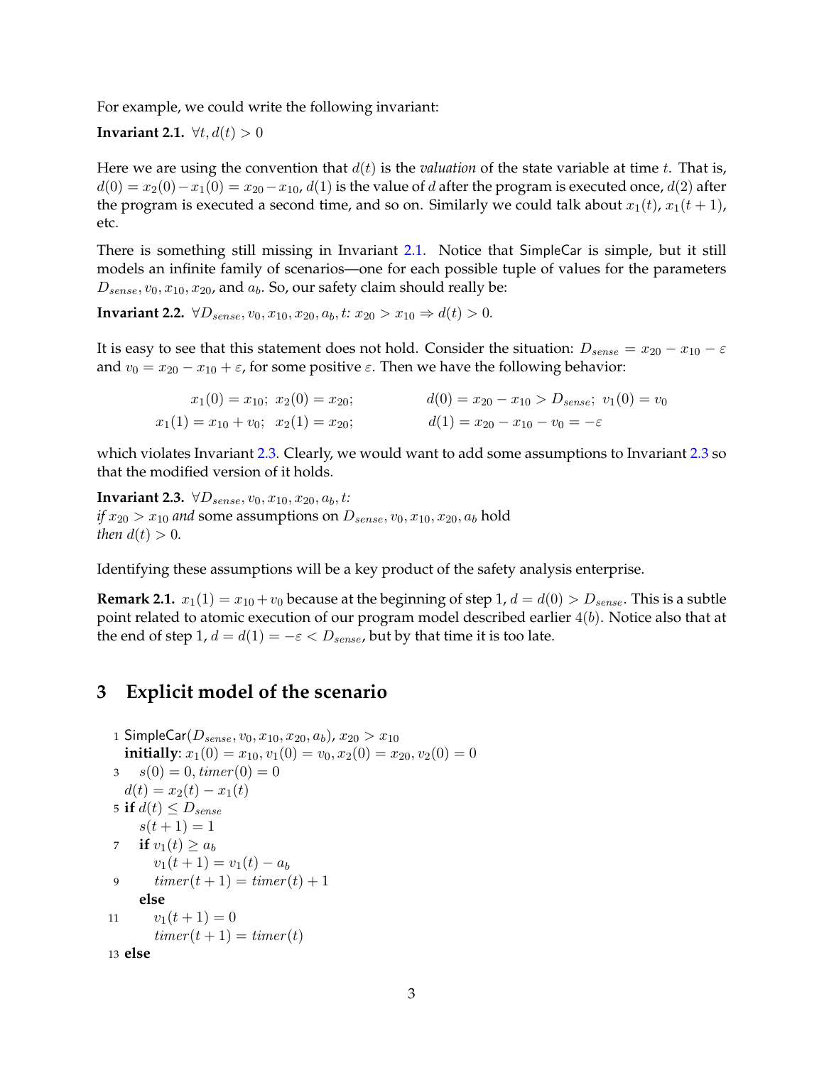For example, we could write the following invariant:

**Invariant 2.1.** $\forall t, d(t) > 0$

Here we are using the convention that $d(t)$ is the *valuation* of the state variable at time $t$. That is, $d(0) = x_2(0) - x_1(0) = x_{20} - x_{10}$, $d(1)$ is the value of $d$ after the program is executed once, $d(2)$ after the program is executed a second time, and so on. Similarly we could talk about $x_1(t)$, $x_1(t+1)$, etc.

There is something still missing in Invariant 2.1. Notice that SimpleCar is simple, but it still models an infinite family of scenarios—one for each possible tuple of values for the parameters $D_{sense}, v_0, x_{10}, x_{20}$, and $a_b$. So, our safety claim should really be:

**Invariant 2.2.** *$\forall D_{sense}, v_0, x_{10}, x_{20}, a_b, t$: $x_{20} > x_{10} \Rightarrow d(t) > 0$.*

It is easy to see that this statement does not hold. Consider the situation: $D_{sense} = x_{20} - x_{10} - \varepsilon$ and $v_0 = x_{20} - x_{10} + \varepsilon$, for some positive $\varepsilon$. Then we have the following behavior:

$$x_1(0) = x_{10};\ x_2(0) = x_{20}; \qquad d(0) = x_{20} - x_{10} > D_{sense};\ v_1(0) = v_0$$
$$x_1(1) = x_{10} + v_0;\ x_2(1) = x_{20}; \qquad d(1) = x_{20} - x_{10} - v_0 = -\varepsilon$$

which violates Invariant 2.3. Clearly, we would want to add some assumptions to Invariant 2.3 so that the modified version of it holds.

**Invariant 2.3.** *$\forall D_{sense}, v_0, x_{10}, x_{20}, a_b, t$:*
*if $x_{20} > x_{10}$ and* some assumptions on $D_{sense}, v_0, x_{10}, x_{20}, a_b$ hold
*then $d(t) > 0$.*

Identifying these assumptions will be a key product of the safety analysis enterprise.

**Remark 2.1.** $x_1(1) = x_{10} + v_0$ because at the beginning of step 1, $d = d(0) > D_{sense}$. This is a subtle point related to atomic execution of our program model described earlier $4(b)$. Notice also that at the end of step 1, $d = d(1) = -\varepsilon < D_{sense}$, but by that time it is too late.

## 3 Explicit model of the scenario

```
1  SimpleCar(D_sense, v_0, x_10, x_20, a_b), x_20 > x_10
   initially: x_1(0) = x_10, v_1(0) = v_0, x_2(0) = x_20, v_2(0) = 0
3    s(0) = 0, timer(0) = 0
   d(t) = x_2(t) − x_1(t)
5  if d(t) ≤ D_sense
     s(t + 1) = 1
7    if v_1(t) ≥ a_b
       v_1(t + 1) = v_1(t) − a_b
9      timer(t + 1) = timer(t) + 1
     else
11     v_1(t + 1) = 0
       timer(t + 1) = timer(t)
13 else
```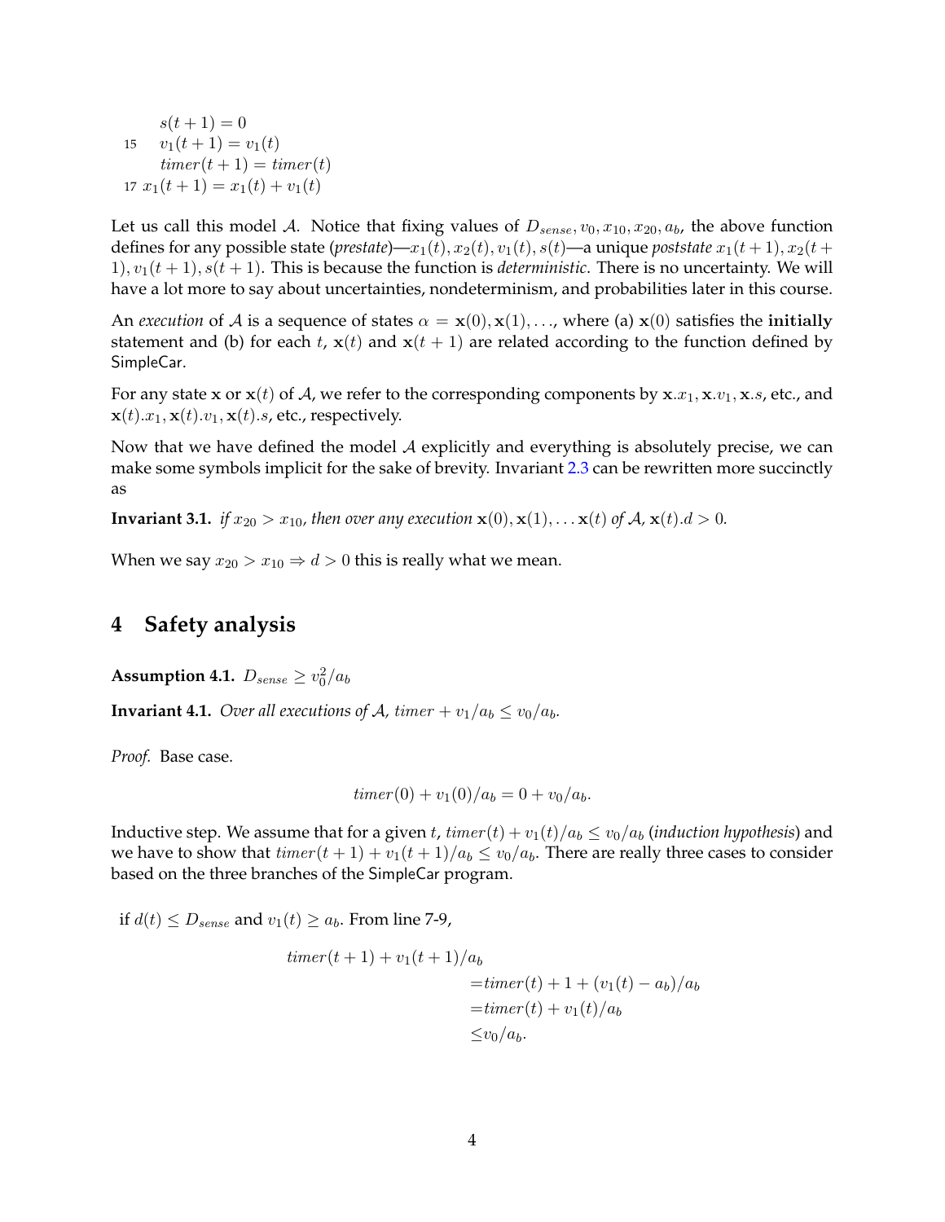```
   s(t+1) = 0
15 v1(t+1) = v1(t)
   timer(t+1) = timer(t)
17 x1(t+1) = x1(t) + v1(t)
```

Let us call this model $\mathcal{A}$. Notice that fixing values of $D_{sense}, v_0, x_{10}, x_{20}, a_b$, the above function defines for any possible state (*prestate*)—$x_1(t), x_2(t), v_1(t), s(t)$—a unique *poststate* $x_1(t+1), x_2(t+1), v_1(t+1), s(t+1)$. This is because the function is *deterministic*. There is no uncertainty. We will have a lot more to say about uncertainties, nondeterminism, and probabilities later in this course.

An *execution* of $\mathcal{A}$ is a sequence of states $\alpha = \mathbf{x}(0), \mathbf{x}(1), \ldots$, where (a) $\mathbf{x}(0)$ satisfies the **initially** statement and (b) for each $t$, $\mathbf{x}(t)$ and $\mathbf{x}(t+1)$ are related according to the function defined by SimpleCar.

For any state $\mathbf{x}$ or $\mathbf{x}(t)$ of $\mathcal{A}$, we refer to the corresponding components by $\mathbf{x}.x_1, \mathbf{x}.v_1, \mathbf{x}.s$, etc., and $\mathbf{x}(t).x_1, \mathbf{x}(t).v_1, \mathbf{x}(t).s$, etc., respectively.

Now that we have defined the model $\mathcal{A}$ explicitly and everything is absolutely precise, we can make some symbols implicit for the sake of brevity. Invariant 2.3 can be rewritten more succinctly as

**Invariant 3.1.** *if $x_{20} > x_{10}$, then over any execution $\mathbf{x}(0), \mathbf{x}(1), \ldots \mathbf{x}(t)$ of $\mathcal{A}$, $\mathbf{x}(t).d > 0$.*

When we say $x_{20} > x_{10} \Rightarrow d > 0$ this is really what we mean.

## 4 Safety analysis

**Assumption 4.1.** $D_{sense} \geq v_0^2/a_b$

**Invariant 4.1.** *Over all executions of $\mathcal{A}$, $timer + v_1/a_b \leq v_0/a_b$.*

*Proof.* Base case.

$$timer(0) + v_1(0)/a_b = 0 + v_0/a_b.$$

Inductive step. We assume that for a given $t$, $timer(t) + v_1(t)/a_b \leq v_0/a_b$ (*induction hypothesis*) and we have to show that $timer(t+1) + v_1(t+1)/a_b \leq v_0/a_b$. There are really three cases to consider based on the three branches of the SimpleCar program.

if $d(t) \leq D_{sense}$ and $v_1(t) \geq a_b$. From line 7-9,

$$\begin{aligned}
timer(t+1) + v_1(t+1)/a_b & \\
&= timer(t) + 1 + (v_1(t) - a_b)/a_b \\
&= timer(t) + v_1(t)/a_b \\
&\leq v_0/a_b.
\end{aligned}$$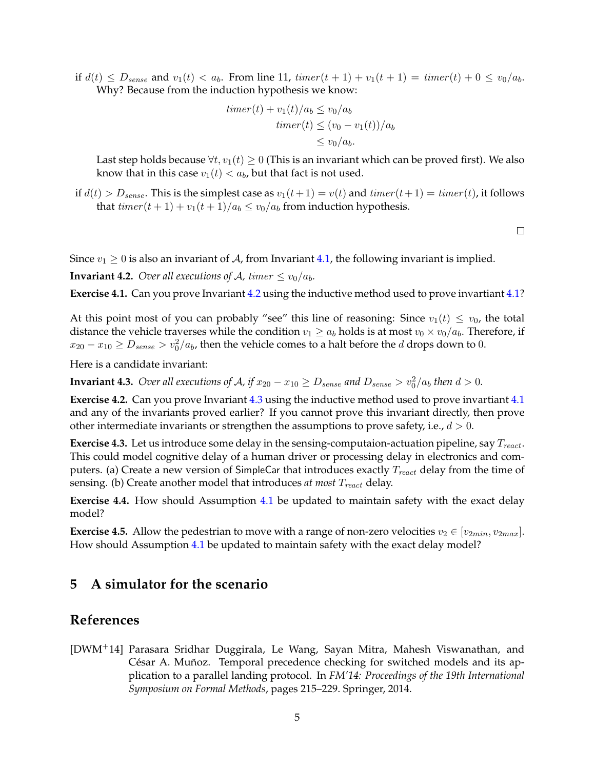if $d(t) \leq D_{sense}$ and $v_1(t) < a_b$. From line 11, $timer(t+1) + v_1(t+1) = timer(t) + 0 \leq v_0/a_b$. Why? Because from the induction hypothesis we know:

$$
\begin{aligned}
timer(t) + v_1(t)/a_b &\leq v_0/a_b \\
timer(t) &\leq (v_0 - v_1(t))/a_b \\
&\leq v_0/a_b.
\end{aligned}
$$

Last step holds because $\forall t, v_1(t) \geq 0$ (This is an invariant which can be proved first). We also know that in this case $v_1(t) < a_b$, but that fact is not used.

if $d(t) > D_{sense}$. This is the simplest case as $v_1(t+1) = v(t)$ and $timer(t+1) = timer(t)$, it follows that $timer(t+1) + v_1(t+1)/a_b \leq v_0/a_b$ from induction hypothesis.

□

Since $v_1 \geq 0$ is also an invariant of $\mathcal{A}$, from Invariant 4.1, the following invariant is implied.

**Invariant 4.2.** *Over all executions of $\mathcal{A}$, $timer \leq v_0/a_b$.*

**Exercise 4.1.** Can you prove Invariant 4.2 using the inductive method used to prove invartiant 4.1?

At this point most of you can probably "see" this line of reasoning: Since $v_1(t) \leq v_0$, the total distance the vehicle traverses while the condition $v_1 \geq a_b$ holds is at most $v_0 \times v_0/a_b$. Therefore, if $x_{20} - x_{10} \geq D_{sense} > v_0^2/a_b$, then the vehicle comes to a halt before the $d$ drops down to $0$.

Here is a candidate invariant:

**Invariant 4.3.** *Over all executions of $\mathcal{A}$, if $x_{20} - x_{10} \geq D_{sense}$ and $D_{sense} > v_0^2/a_b$ then $d > 0$.*

**Exercise 4.2.** Can you prove Invariant 4.3 using the inductive method used to prove invartiant 4.1 and any of the invariants proved earlier? If you cannot prove this invariant directly, then prove other intermediate invariants or strengthen the assumptions to prove safety, i.e., $d > 0$.

**Exercise 4.3.** Let us introduce some delay in the sensing-computaion-actuation pipeline, say $T_{react}$. This could model cognitive delay of a human driver or processing delay in electronics and computers. (a) Create a new version of SimpleCar that introduces exactly $T_{react}$ delay from the time of sensing. (b) Create another model that introduces *at most* $T_{react}$ delay.

**Exercise 4.4.** How should Assumption 4.1 be updated to maintain safety with the exact delay model?

**Exercise 4.5.** Allow the pedestrian to move with a range of non-zero velocities $v_2 \in [v_{2min}, v_{2max}]$. How should Assumption 4.1 be updated to maintain safety with the exact delay model?

## 5 A simulator for the scenario

## References

[DWM[+]14] Parasara Sridhar Duggirala, Le Wang, Sayan Mitra, Mahesh Viswanathan, and César A. Muñoz. Temporal precedence checking for switched models and its application to a parallel landing protocol. In *FM'14: Proceedings of the 19th International Symposium on Formal Methods*, pages 215–229. Springer, 2014.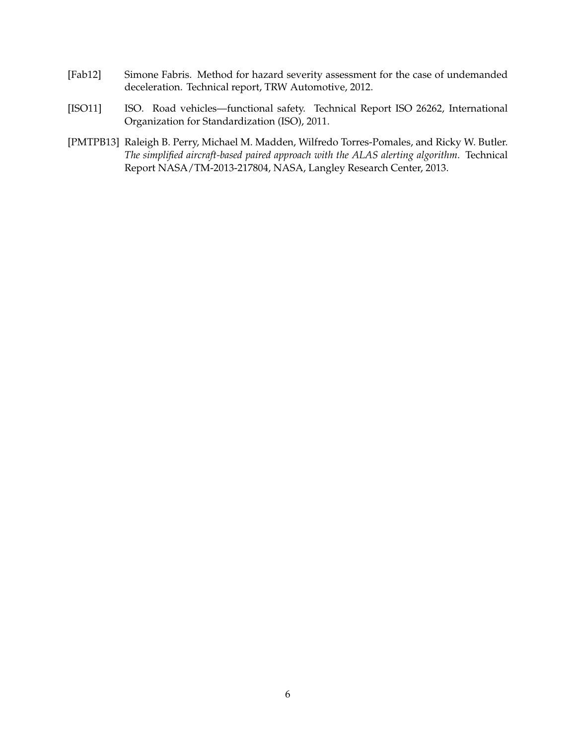[Fab12] Simone Fabris. Method for hazard severity assessment for the case of undemanded deceleration. Technical report, TRW Automotive, 2012.

[ISO11] ISO. Road vehicles—functional safety. Technical Report ISO 26262, International Organization for Standardization (ISO), 2011.

[PMTPB13] Raleigh B. Perry, Michael M. Madden, Wilfredo Torres-Pomales, and Ricky W. Butler. *The simplified aircraft-based paired approach with the ALAS alerting algorithm*. Technical Report NASA/TM-2013-217804, NASA, Langley Research Center, 2013.